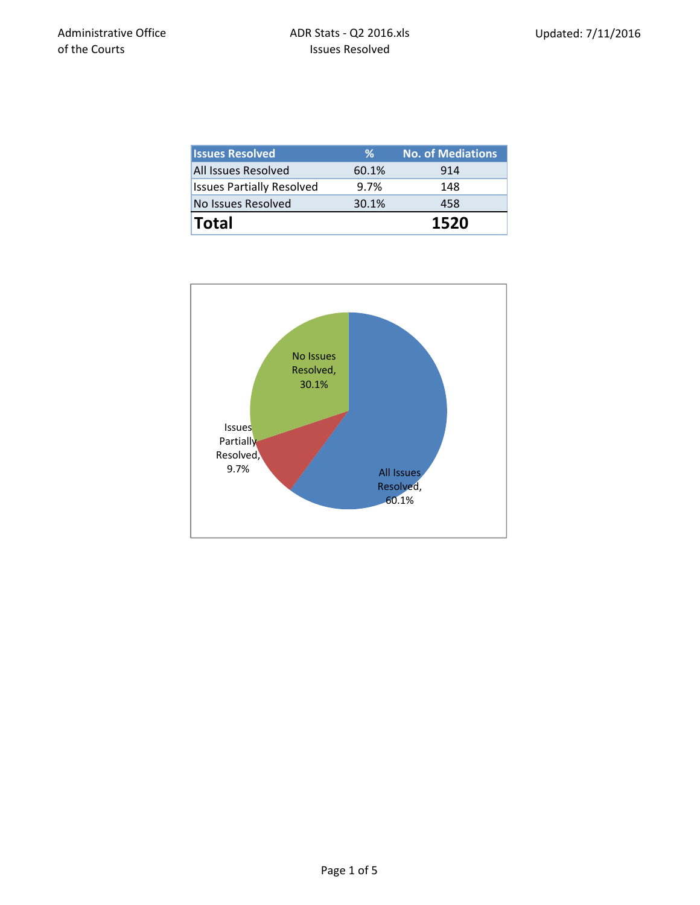Administrative Office of the Courts

ADR Stats - Q2 2016.xls
Issues Resolved

Updated: 7/11/2016

| Issues Resolved | % | No. of Mediations |
|---|---|---|
| All Issues Resolved | 60.1% | 914 |
| Issues Partially Resolved | 9.7% | 148 |
| No Issues Resolved | 30.1% | 458 |
| **Total** | | **1520** |

No Issues Resolved, 30.1%

Issues Partially Resolved, 9.7%

All Issues Resolved, 60.1%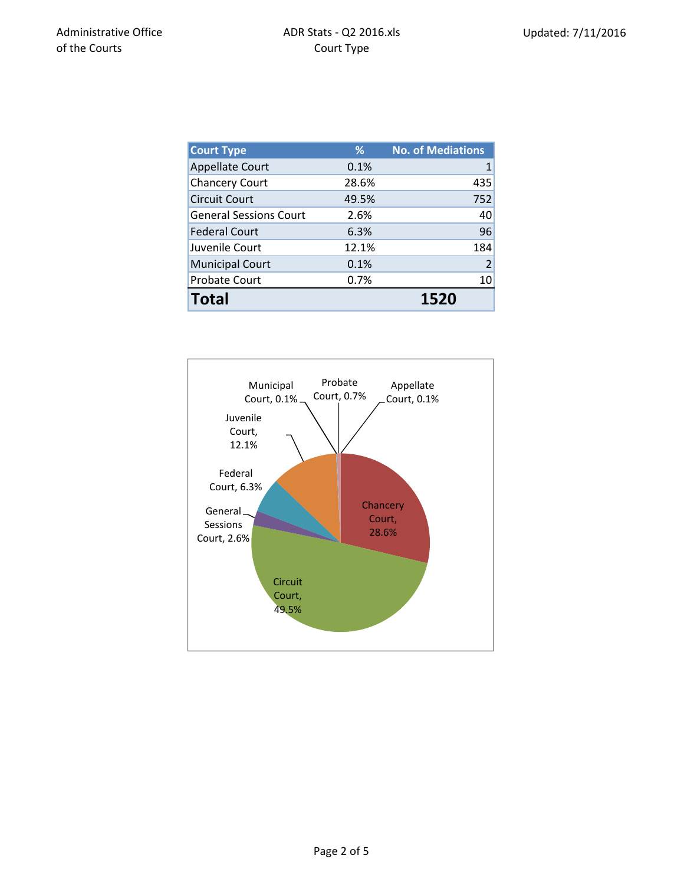| Court Type | % | No. of Mediations |
|---|---|---|
| Appellate Court | 0.1% | 1 |
| Chancery Court | 28.6% | 435 |
| Circuit Court | 49.5% | 752 |
| General Sessions Court | 2.6% | 40 |
| Federal Court | 6.3% | 96 |
| Juvenile Court | 12.1% | 184 |
| Municipal Court | 0.1% | 2 |
| Probate Court | 0.7% | 10 |
| **Total** | | **1520** |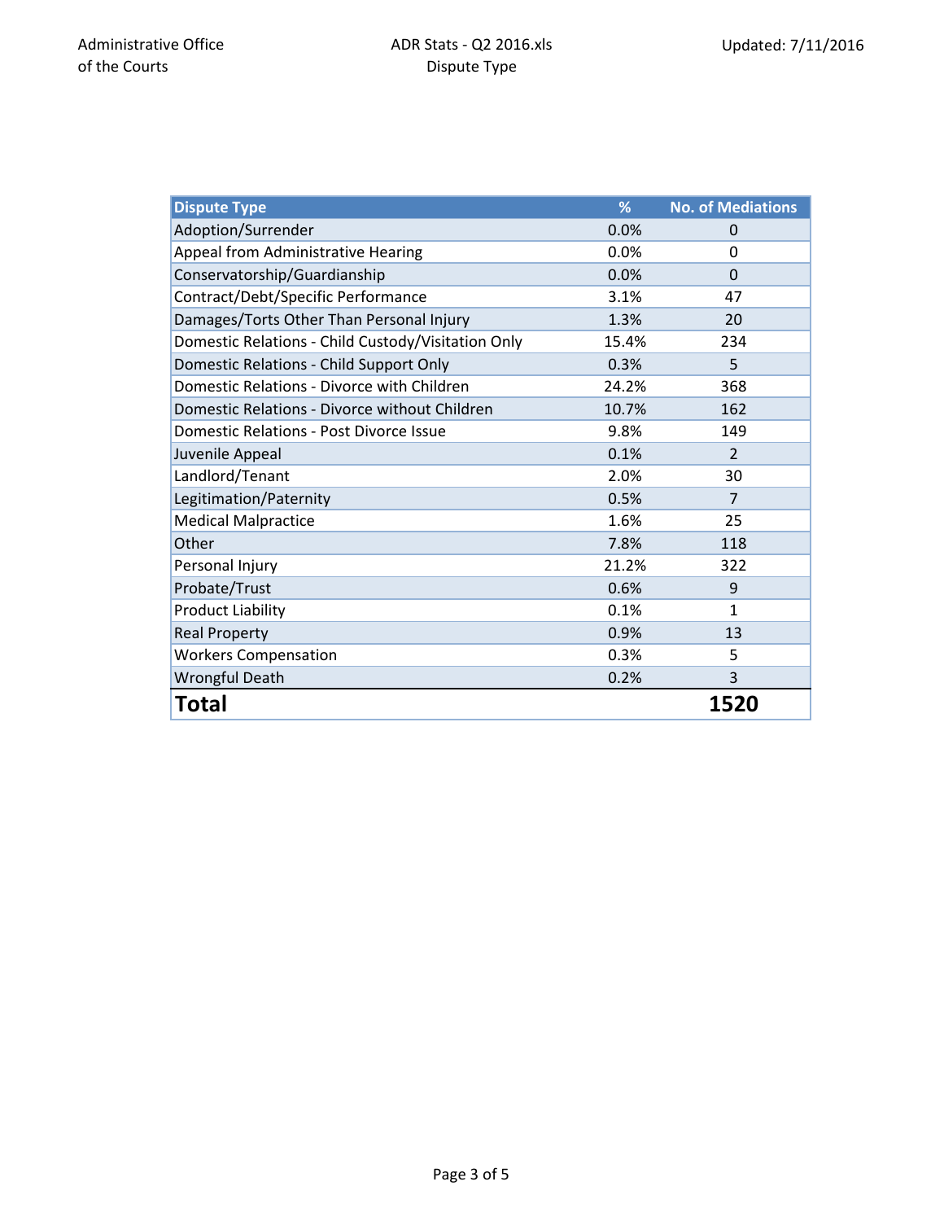Administrative Office of the Courts

ADR Stats - Q2 2016.xls
Dispute Type

Updated: 7/11/2016

| Dispute Type | % | No. of Mediations |
| --- | --- | --- |
| Adoption/Surrender | 0.0% | 0 |
| Appeal from Administrative Hearing | 0.0% | 0 |
| Conservatorship/Guardianship | 0.0% | 0 |
| Contract/Debt/Specific Performance | 3.1% | 47 |
| Damages/Torts Other Than Personal Injury | 1.3% | 20 |
| Domestic Relations - Child Custody/Visitation Only | 15.4% | 234 |
| Domestic Relations - Child Support Only | 0.3% | 5 |
| Domestic Relations - Divorce with Children | 24.2% | 368 |
| Domestic Relations - Divorce without Children | 10.7% | 162 |
| Domestic Relations - Post Divorce Issue | 9.8% | 149 |
| Juvenile Appeal | 0.1% | 2 |
| Landlord/Tenant | 2.0% | 30 |
| Legitimation/Paternity | 0.5% | 7 |
| Medical Malpractice | 1.6% | 25 |
| Other | 7.8% | 118 |
| Personal Injury | 21.2% | 322 |
| Probate/Trust | 0.6% | 9 |
| Product Liability | 0.1% | 1 |
| Real Property | 0.9% | 13 |
| Workers Compensation | 0.3% | 5 |
| Wrongful Death | 0.2% | 3 |
| **Total** | | **1520** |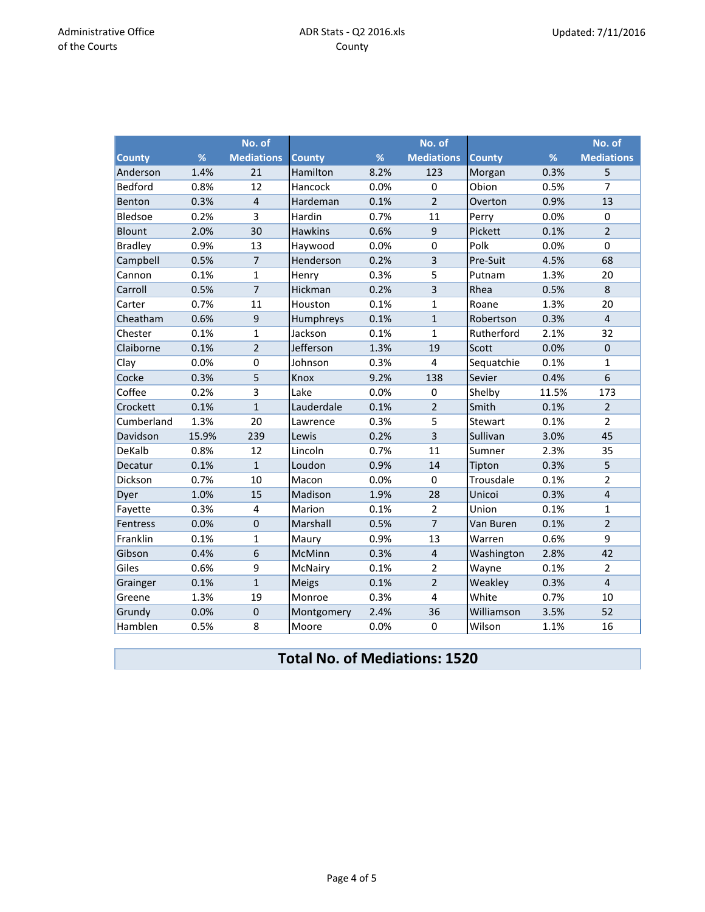Administrative Office of the Courts

ADR Stats - Q2 2016.xls
County

Updated: 7/11/2016

| County | % | No. of Mediations | County | % | No. of Mediations | County | % | No. of Mediations |
|---|---|---|---|---|---|---|---|---|
| Anderson | 1.4% | 21 | Hamilton | 8.2% | 123 | Morgan | 0.3% | 5 |
| Bedford | 0.8% | 12 | Hancock | 0.0% | 0 | Obion | 0.5% | 7 |
| Benton | 0.3% | 4 | Hardeman | 0.1% | 2 | Overton | 0.9% | 13 |
| Bledsoe | 0.2% | 3 | Hardin | 0.7% | 11 | Perry | 0.0% | 0 |
| Blount | 2.0% | 30 | Hawkins | 0.6% | 9 | Pickett | 0.1% | 2 |
| Bradley | 0.9% | 13 | Haywood | 0.0% | 0 | Polk | 0.0% | 0 |
| Campbell | 0.5% | 7 | Henderson | 0.2% | 3 | Pre-Suit | 4.5% | 68 |
| Cannon | 0.1% | 1 | Henry | 0.3% | 5 | Putnam | 1.3% | 20 |
| Carroll | 0.5% | 7 | Hickman | 0.2% | 3 | Rhea | 0.5% | 8 |
| Carter | 0.7% | 11 | Houston | 0.1% | 1 | Roane | 1.3% | 20 |
| Cheatham | 0.6% | 9 | Humphreys | 0.1% | 1 | Robertson | 0.3% | 4 |
| Chester | 0.1% | 1 | Jackson | 0.1% | 1 | Rutherford | 2.1% | 32 |
| Claiborne | 0.1% | 2 | Jefferson | 1.3% | 19 | Scott | 0.0% | 0 |
| Clay | 0.0% | 0 | Johnson | 0.3% | 4 | Sequatchie | 0.1% | 1 |
| Cocke | 0.3% | 5 | Knox | 9.2% | 138 | Sevier | 0.4% | 6 |
| Coffee | 0.2% | 3 | Lake | 0.0% | 0 | Shelby | 11.5% | 173 |
| Crockett | 0.1% | 1 | Lauderdale | 0.1% | 2 | Smith | 0.1% | 2 |
| Cumberland | 1.3% | 20 | Lawrence | 0.3% | 5 | Stewart | 0.1% | 2 |
| Davidson | 15.9% | 239 | Lewis | 0.2% | 3 | Sullivan | 3.0% | 45 |
| DeKalb | 0.8% | 12 | Lincoln | 0.7% | 11 | Sumner | 2.3% | 35 |
| Decatur | 0.1% | 1 | Loudon | 0.9% | 14 | Tipton | 0.3% | 5 |
| Dickson | 0.7% | 10 | Macon | 0.0% | 0 | Trousdale | 0.1% | 2 |
| Dyer | 1.0% | 15 | Madison | 1.9% | 28 | Unicoi | 0.3% | 4 |
| Fayette | 0.3% | 4 | Marion | 0.1% | 2 | Union | 0.1% | 1 |
| Fentress | 0.0% | 0 | Marshall | 0.5% | 7 | Van Buren | 0.1% | 2 |
| Franklin | 0.1% | 1 | Maury | 0.9% | 13 | Warren | 0.6% | 9 |
| Gibson | 0.4% | 6 | McMinn | 0.3% | 4 | Washington | 2.8% | 42 |
| Giles | 0.6% | 9 | McNairy | 0.1% | 2 | Wayne | 0.1% | 2 |
| Grainger | 0.1% | 1 | Meigs | 0.1% | 2 | Weakley | 0.3% | 4 |
| Greene | 1.3% | 19 | Monroe | 0.3% | 4 | White | 0.7% | 10 |
| Grundy | 0.0% | 0 | Montgomery | 2.4% | 36 | Williamson | 3.5% | 52 |
| Hamblen | 0.5% | 8 | Moore | 0.0% | 0 | Wilson | 1.1% | 16 |

**Total No. of Mediations: 1520**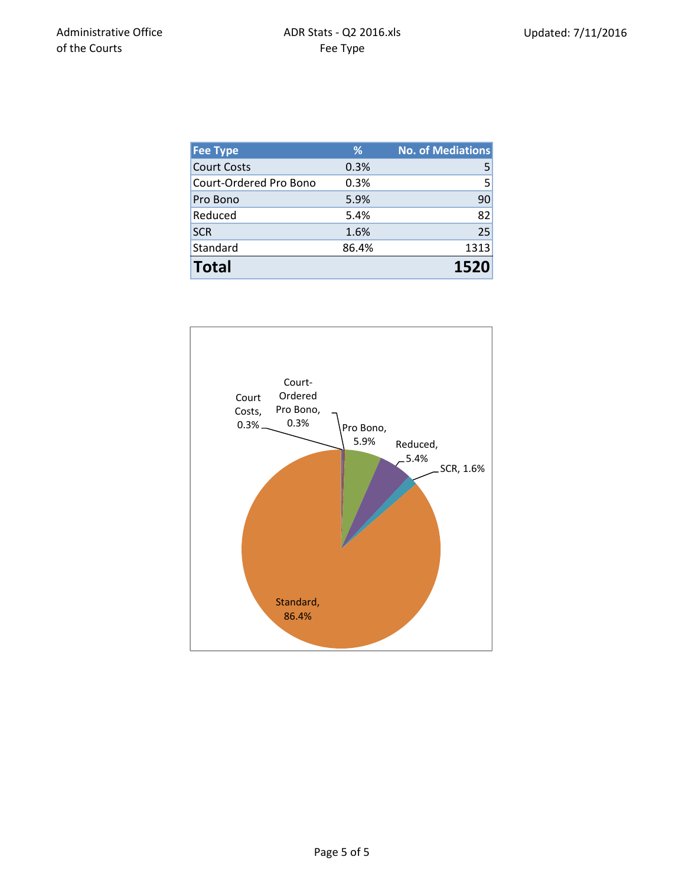| Fee Type | % | No. of Mediations |
|---|---|---|
| Court Costs | 0.3% | 5 |
| Court-Ordered Pro Bono | 0.3% | 5 |
| Pro Bono | 5.9% | 90 |
| Reduced | 5.4% | 82 |
| SCR | 1.6% | 25 |
| Standard | 86.4% | 1313 |
| **Total** | | **1520** |

Court Costs, 0.3%

Court-Ordered Pro Bono, 0.3%

Pro Bono, 5.9%

Reduced, 5.4%

SCR, 1.6%

Standard, 86.4%